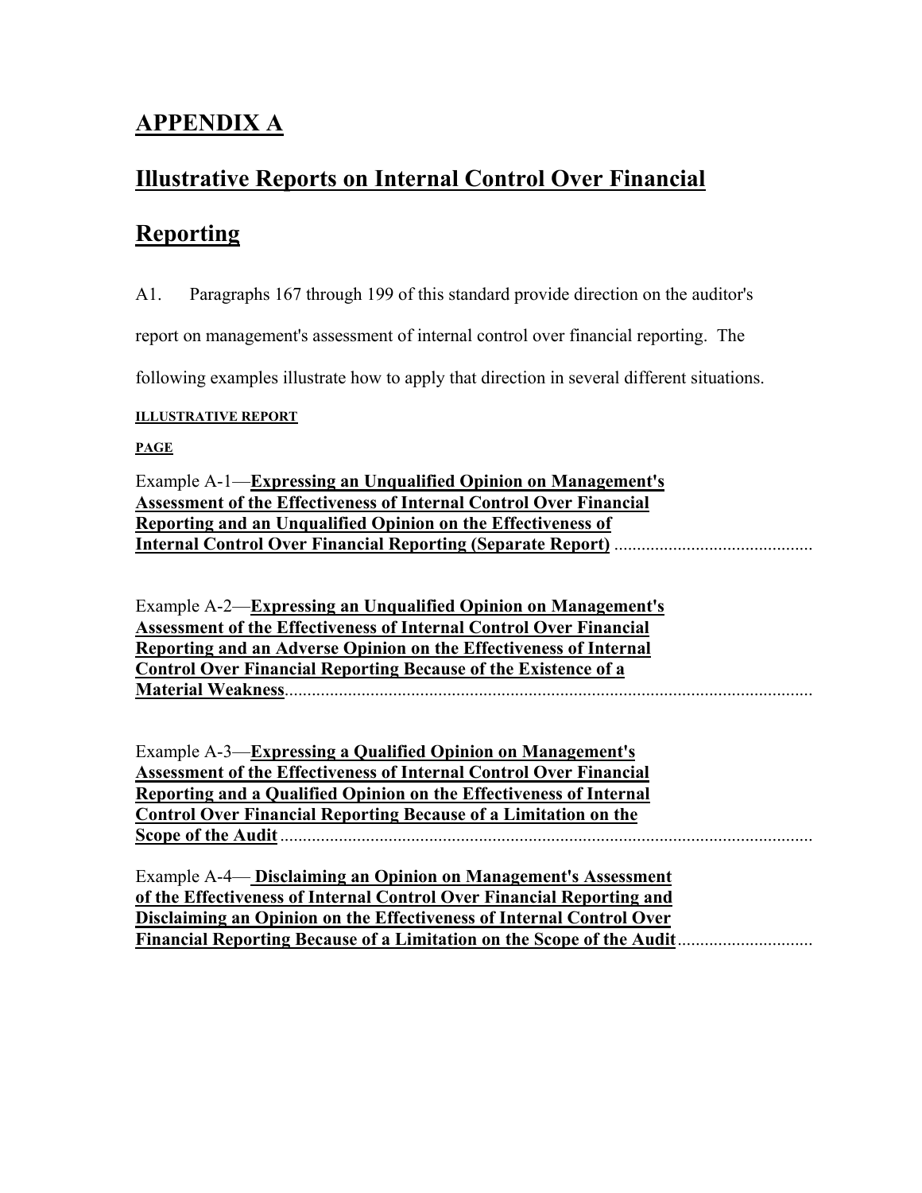# APPENDIX A

## Illustrative Reports on Internal Control Over Financial Reporting

A1. Paragraphs 167 through 199 of this standard provide direction on the auditor's report on management's assessment of internal control over financial reporting. The following examples illustrate how to apply that direction in several different situations.

**ILLUSTRATIVE REPORT**

**PAGE**

Example A-1—**Expressing an Unqualified Opinion on Management's Assessment of the Effectiveness of Internal Control Over Financial Reporting and an Unqualified Opinion on the Effectiveness of Internal Control Over Financial Reporting (Separate Report)** ............................................

Example A-2—**Expressing an Unqualified Opinion on Management's Assessment of the Effectiveness of Internal Control Over Financial Reporting and an Adverse Opinion on the Effectiveness of Internal Control Over Financial Reporting Because of the Existence of a Material Weakness**.....................................................................................................................

Example A-3—**Expressing a Qualified Opinion on Management's Assessment of the Effectiveness of Internal Control Over Financial Reporting and a Qualified Opinion on the Effectiveness of Internal Control Over Financial Reporting Because of a Limitation on the Scope of the Audit** .....................................................................................................................

Example A-4— **Disclaiming an Opinion on Management's Assessment of the Effectiveness of Internal Control Over Financial Reporting and Disclaiming an Opinion on the Effectiveness of Internal Control Over Financial Reporting Because of a Limitation on the Scope of the Audit**.............................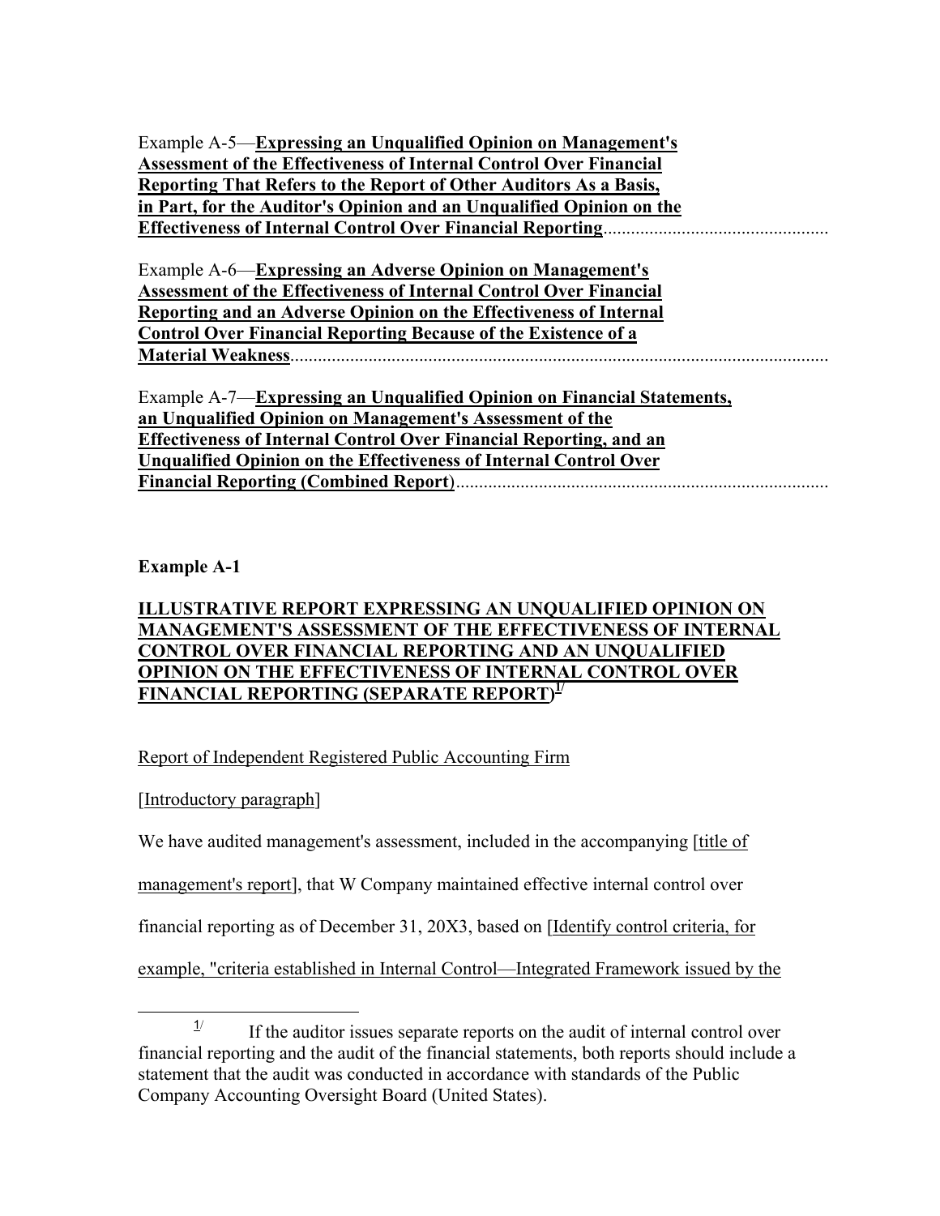Example A-5—**Expressing an Unqualified Opinion on Management's Assessment of the Effectiveness of Internal Control Over Financial Reporting That Refers to the Report of Other Auditors As a Basis, in Part, for the Auditor's Opinion and an Unqualified Opinion on the Effectiveness of Internal Control Over Financial Reporting**.................................................

Example A-6—**Expressing an Adverse Opinion on Management's Assessment of the Effectiveness of Internal Control Over Financial Reporting and an Adverse Opinion on the Effectiveness of Internal Control Over Financial Reporting Because of the Existence of a Material Weakness**.....................................................................................................................

Example A-7—**Expressing an Unqualified Opinion on Financial Statements, an Unqualified Opinion on Management's Assessment of the Effectiveness of Internal Control Over Financial Reporting, and an Unqualified Opinion on the Effectiveness of Internal Control Over Financial Reporting (Combined Report)**.................................................................................

**Example A-1**

**ILLUSTRATIVE REPORT EXPRESSING AN UNQUALIFIED OPINION ON MANAGEMENT'S ASSESSMENT OF THE EFFECTIVENESS OF INTERNAL CONTROL OVER FINANCIAL REPORTING AND AN UNQUALIFIED OPINION ON THE EFFECTIVENESS OF INTERNAL CONTROL OVER FINANCIAL REPORTING (SEPARATE REPORT)**[1]

Report of Independent Registered Public Accounting Firm

[Introductory paragraph]

We have audited management's assessment, included in the accompanying [title of management's report], that W Company maintained effective internal control over financial reporting as of December 31, 20X3, based on [Identify control criteria, for example, "criteria established in Internal Control—Integrated Framework issued by the

---

[1] If the auditor issues separate reports on the audit of internal control over financial reporting and the audit of the financial statements, both reports should include a statement that the audit was conducted in accordance with standards of the Public Company Accounting Oversight Board (United States).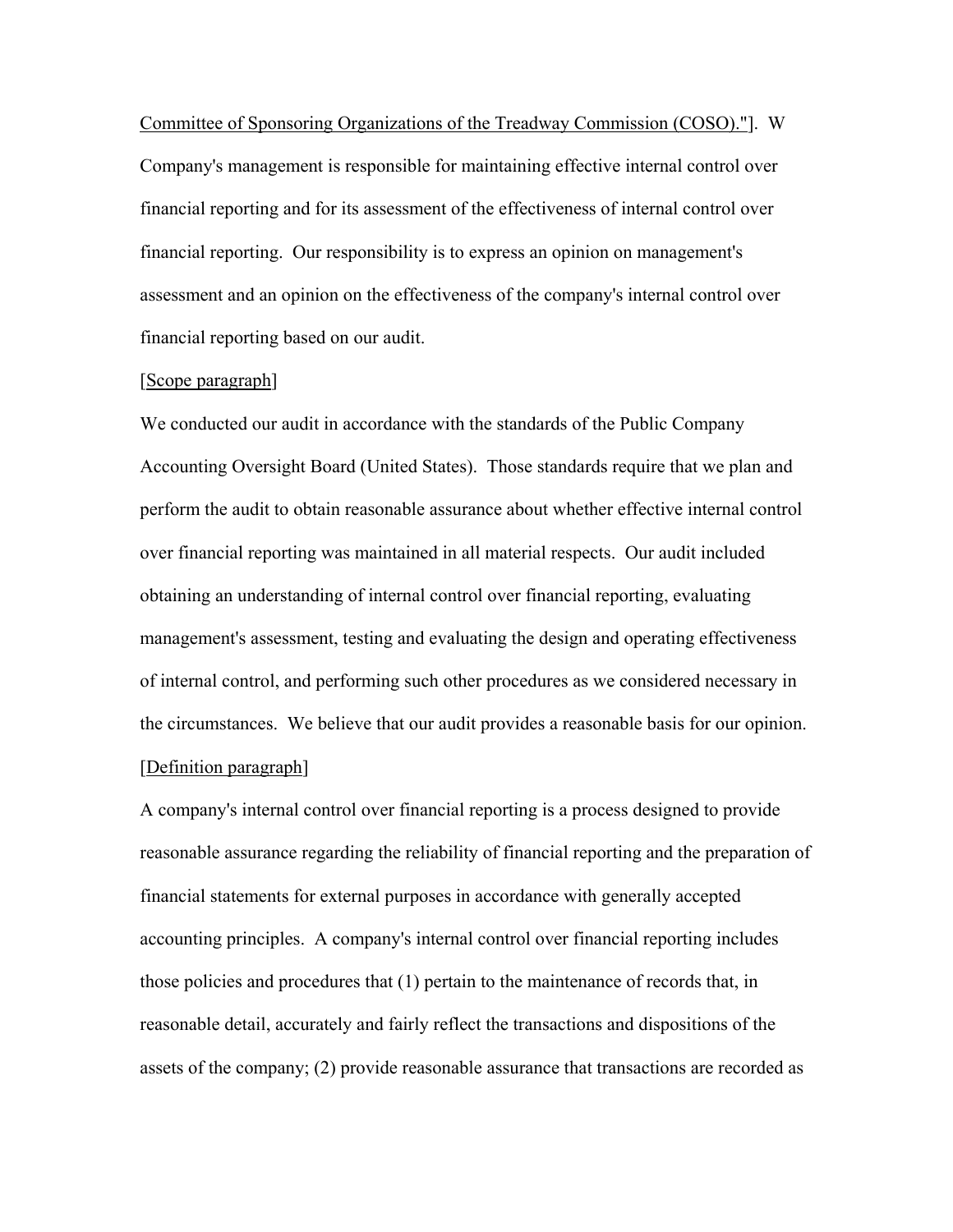Committee of Sponsoring Organizations of the Treadway Commission (COSO)."]. W Company's management is responsible for maintaining effective internal control over financial reporting and for its assessment of the effectiveness of internal control over financial reporting. Our responsibility is to express an opinion on management's assessment and an opinion on the effectiveness of the company's internal control over financial reporting based on our audit.

[Scope paragraph]

We conducted our audit in accordance with the standards of the Public Company Accounting Oversight Board (United States). Those standards require that we plan and perform the audit to obtain reasonable assurance about whether effective internal control over financial reporting was maintained in all material respects. Our audit included obtaining an understanding of internal control over financial reporting, evaluating management's assessment, testing and evaluating the design and operating effectiveness of internal control, and performing such other procedures as we considered necessary in the circumstances. We believe that our audit provides a reasonable basis for our opinion.

[Definition paragraph]

A company's internal control over financial reporting is a process designed to provide reasonable assurance regarding the reliability of financial reporting and the preparation of financial statements for external purposes in accordance with generally accepted accounting principles. A company's internal control over financial reporting includes those policies and procedures that (1) pertain to the maintenance of records that, in reasonable detail, accurately and fairly reflect the transactions and dispositions of the assets of the company; (2) provide reasonable assurance that transactions are recorded as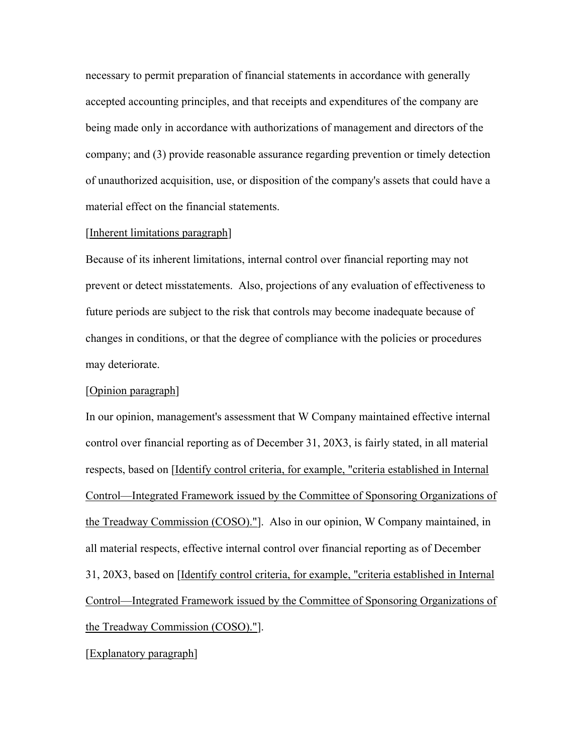necessary to permit preparation of financial statements in accordance with generally accepted accounting principles, and that receipts and expenditures of the company are being made only in accordance with authorizations of management and directors of the company; and (3) provide reasonable assurance regarding prevention or timely detection of unauthorized acquisition, use, or disposition of the company's assets that could have a material effect on the financial statements.

[Inherent limitations paragraph]

Because of its inherent limitations, internal control over financial reporting may not prevent or detect misstatements. Also, projections of any evaluation of effectiveness to future periods are subject to the risk that controls may become inadequate because of changes in conditions, or that the degree of compliance with the policies or procedures may deteriorate.

[Opinion paragraph]

In our opinion, management's assessment that W Company maintained effective internal control over financial reporting as of December 31, 20X3, is fairly stated, in all material respects, based on [Identify control criteria, for example, "criteria established in Internal Control—Integrated Framework issued by the Committee of Sponsoring Organizations of the Treadway Commission (COSO)."]. Also in our opinion, W Company maintained, in all material respects, effective internal control over financial reporting as of December 31, 20X3, based on [Identify control criteria, for example, "criteria established in Internal Control—Integrated Framework issued by the Committee of Sponsoring Organizations of the Treadway Commission (COSO)."].

[Explanatory paragraph]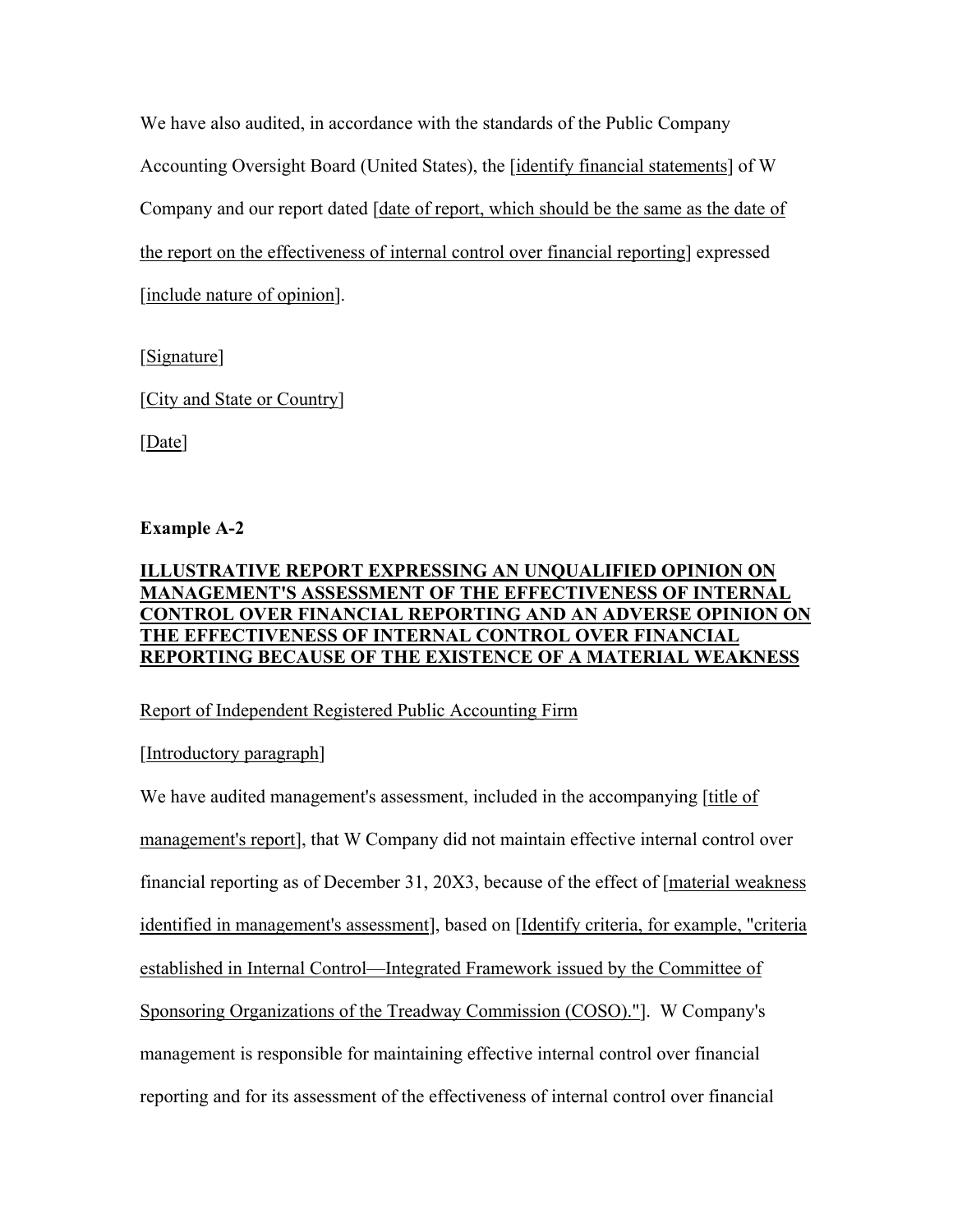We have also audited, in accordance with the standards of the Public Company Accounting Oversight Board (United States), the [identify financial statements] of W Company and our report dated [date of report, which should be the same as the date of the report on the effectiveness of internal control over financial reporting] expressed [include nature of opinion].

[Signature]

[City and State or Country]

[Date]

**Example A-2**

**ILLUSTRATIVE REPORT EXPRESSING AN UNQUALIFIED OPINION ON MANAGEMENT'S ASSESSMENT OF THE EFFECTIVENESS OF INTERNAL CONTROL OVER FINANCIAL REPORTING AND AN ADVERSE OPINION ON THE EFFECTIVENESS OF INTERNAL CONTROL OVER FINANCIAL REPORTING BECAUSE OF THE EXISTENCE OF A MATERIAL WEAKNESS**

Report of Independent Registered Public Accounting Firm

[Introductory paragraph]

We have audited management's assessment, included in the accompanying [title of management's report], that W Company did not maintain effective internal control over financial reporting as of December 31, 20X3, because of the effect of [material weakness identified in management's assessment], based on [Identify criteria, for example, "criteria established in Internal Control—Integrated Framework issued by the Committee of Sponsoring Organizations of the Treadway Commission (COSO)."]. W Company's management is responsible for maintaining effective internal control over financial reporting and for its assessment of the effectiveness of internal control over financial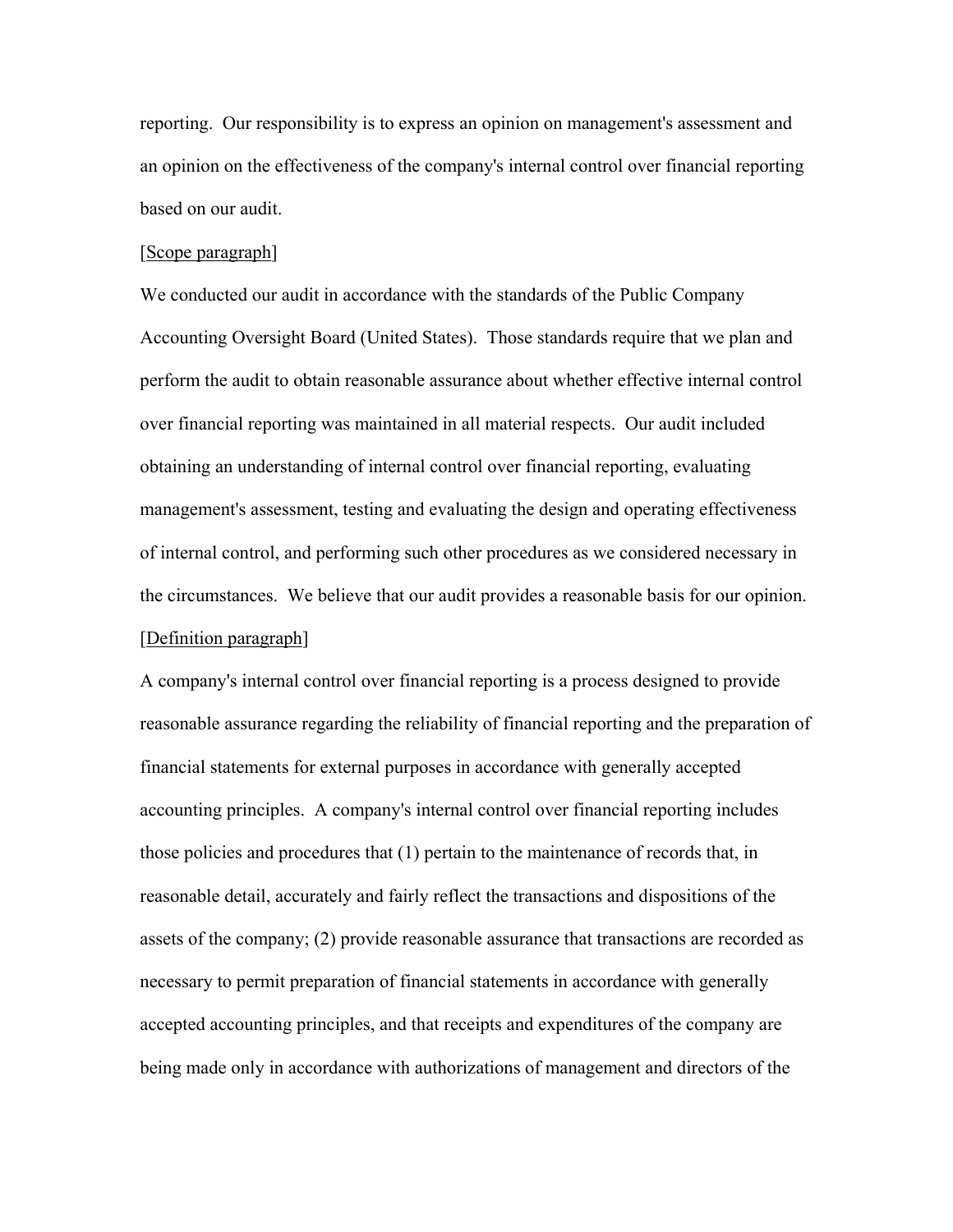reporting. Our responsibility is to express an opinion on management's assessment and an opinion on the effectiveness of the company's internal control over financial reporting based on our audit.

[<u>Scope paragraph</u>]

We conducted our audit in accordance with the standards of the Public Company Accounting Oversight Board (United States). Those standards require that we plan and perform the audit to obtain reasonable assurance about whether effective internal control over financial reporting was maintained in all material respects. Our audit included obtaining an understanding of internal control over financial reporting, evaluating management's assessment, testing and evaluating the design and operating effectiveness of internal control, and performing such other procedures as we considered necessary in the circumstances. We believe that our audit provides a reasonable basis for our opinion.

[<u>Definition paragraph</u>]

A company's internal control over financial reporting is a process designed to provide reasonable assurance regarding the reliability of financial reporting and the preparation of financial statements for external purposes in accordance with generally accepted accounting principles. A company's internal control over financial reporting includes those policies and procedures that (1) pertain to the maintenance of records that, in reasonable detail, accurately and fairly reflect the transactions and dispositions of the assets of the company; (2) provide reasonable assurance that transactions are recorded as necessary to permit preparation of financial statements in accordance with generally accepted accounting principles, and that receipts and expenditures of the company are being made only in accordance with authorizations of management and directors of the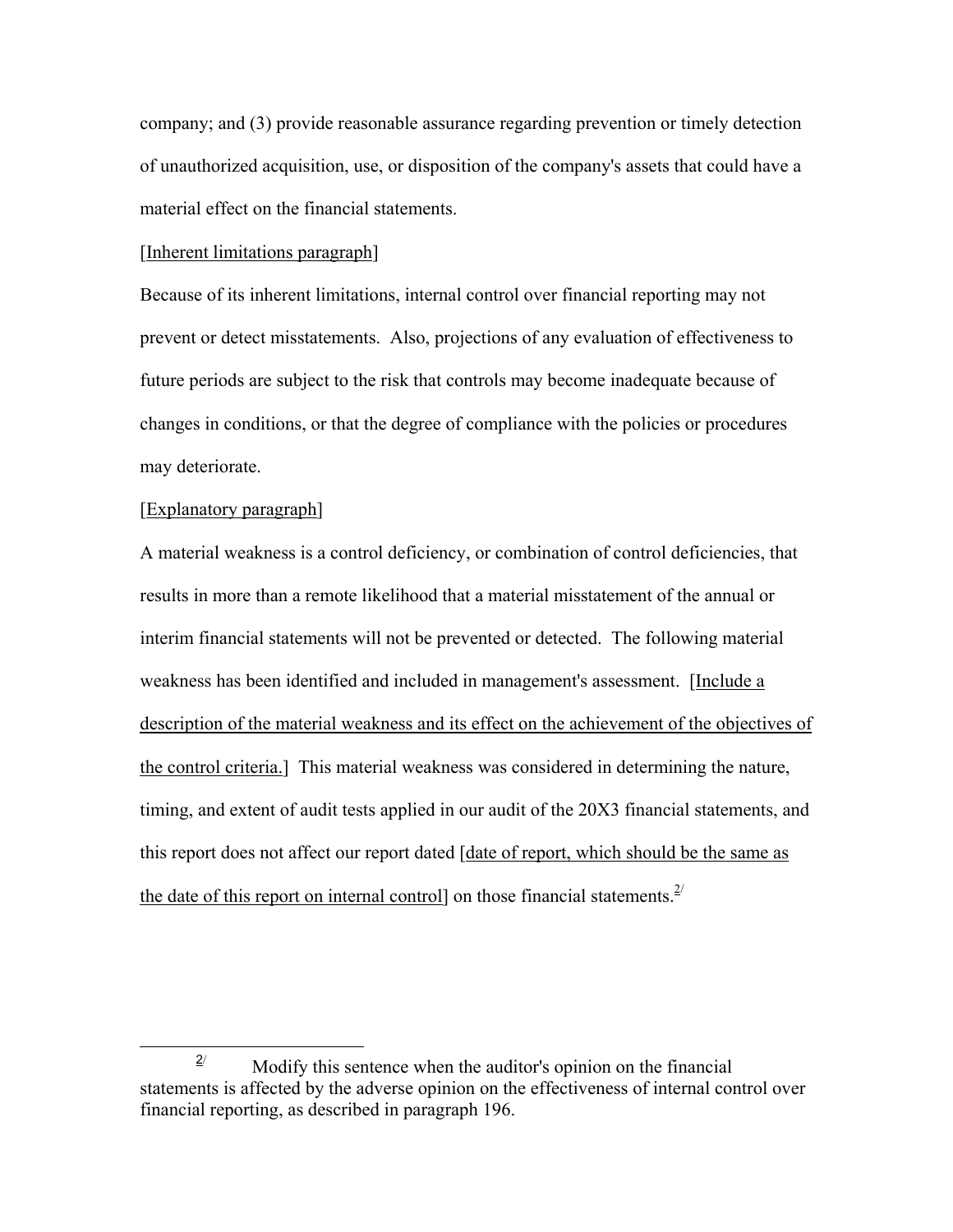company; and (3) provide reasonable assurance regarding prevention or timely detection of unauthorized acquisition, use, or disposition of the company's assets that could have a material effect on the financial statements.

[Inherent limitations paragraph]

Because of its inherent limitations, internal control over financial reporting may not prevent or detect misstatements. Also, projections of any evaluation of effectiveness to future periods are subject to the risk that controls may become inadequate because of changes in conditions, or that the degree of compliance with the policies or procedures may deteriorate.

[Explanatory paragraph]

A material weakness is a control deficiency, or combination of control deficiencies, that results in more than a remote likelihood that a material misstatement of the annual or interim financial statements will not be prevented or detected. The following material weakness has been identified and included in management's assessment. [Include a description of the material weakness and its effect on the achievement of the objectives of the control criteria.] This material weakness was considered in determining the nature, timing, and extent of audit tests applied in our audit of the 20X3 financial statements, and this report does not affect our report dated [date of report, which should be the same as the date of this report on internal control] on those financial statements.[2/]

---

[2/] Modify this sentence when the auditor's opinion on the financial statements is affected by the adverse opinion on the effectiveness of internal control over financial reporting, as described in paragraph 196.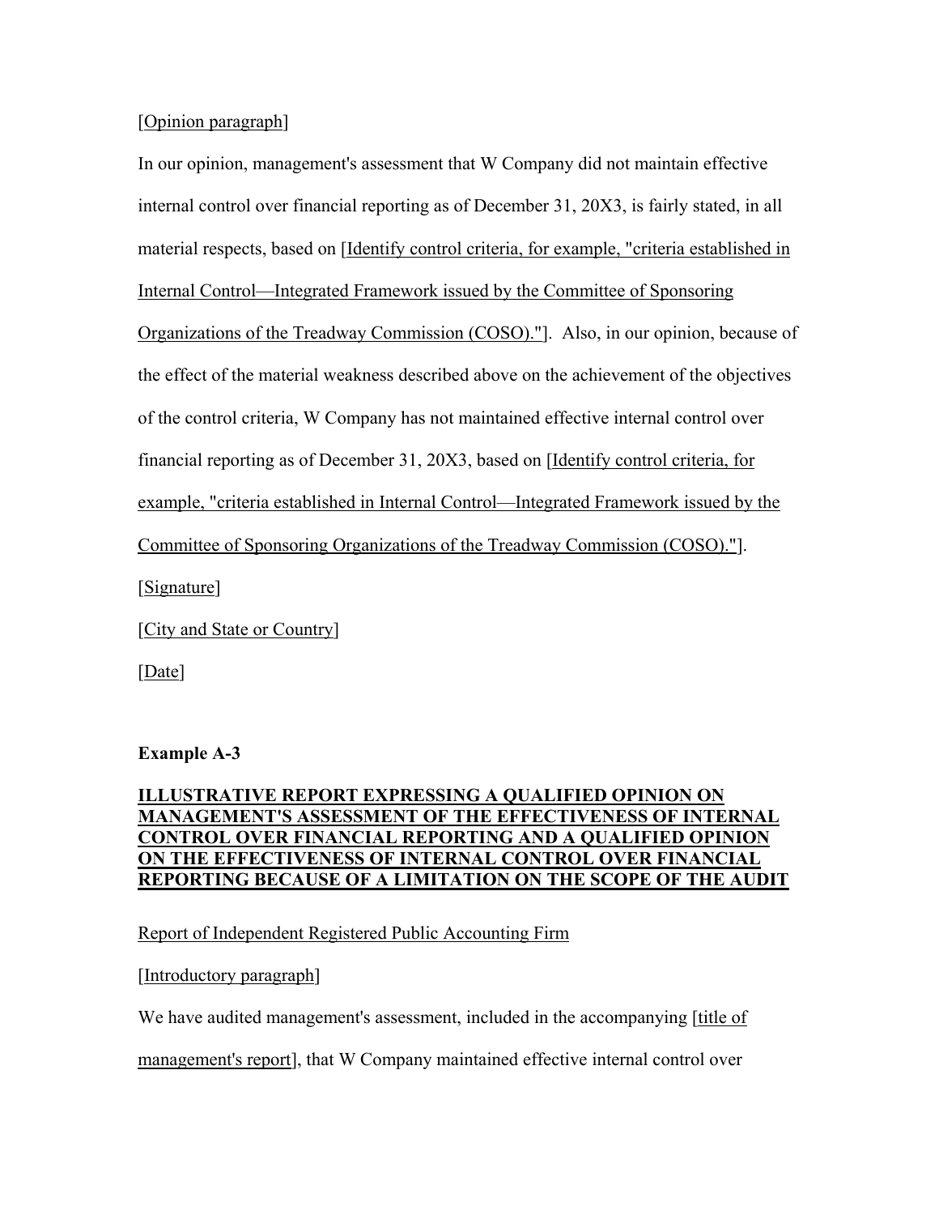[Opinion paragraph]

In our opinion, management's assessment that W Company did not maintain effective internal control over financial reporting as of December 31, 20X3, is fairly stated, in all material respects, based on [Identify control criteria, for example, "criteria established in Internal Control—Integrated Framework issued by the Committee of Sponsoring Organizations of the Treadway Commission (COSO)."]. Also, in our opinion, because of the effect of the material weakness described above on the achievement of the objectives of the control criteria, W Company has not maintained effective internal control over financial reporting as of December 31, 20X3, based on [Identify control criteria, for example, "criteria established in Internal Control—Integrated Framework issued by the Committee of Sponsoring Organizations of the Treadway Commission (COSO)."].

[Signature]

[City and State or Country]

[Date]

**Example A-3**

**ILLUSTRATIVE REPORT EXPRESSING A QUALIFIED OPINION ON MANAGEMENT'S ASSESSMENT OF THE EFFECTIVENESS OF INTERNAL CONTROL OVER FINANCIAL REPORTING AND A QUALIFIED OPINION ON THE EFFECTIVENESS OF INTERNAL CONTROL OVER FINANCIAL REPORTING BECAUSE OF A LIMITATION ON THE SCOPE OF THE AUDIT**

Report of Independent Registered Public Accounting Firm

[Introductory paragraph]

We have audited management's assessment, included in the accompanying [title of management's report], that W Company maintained effective internal control over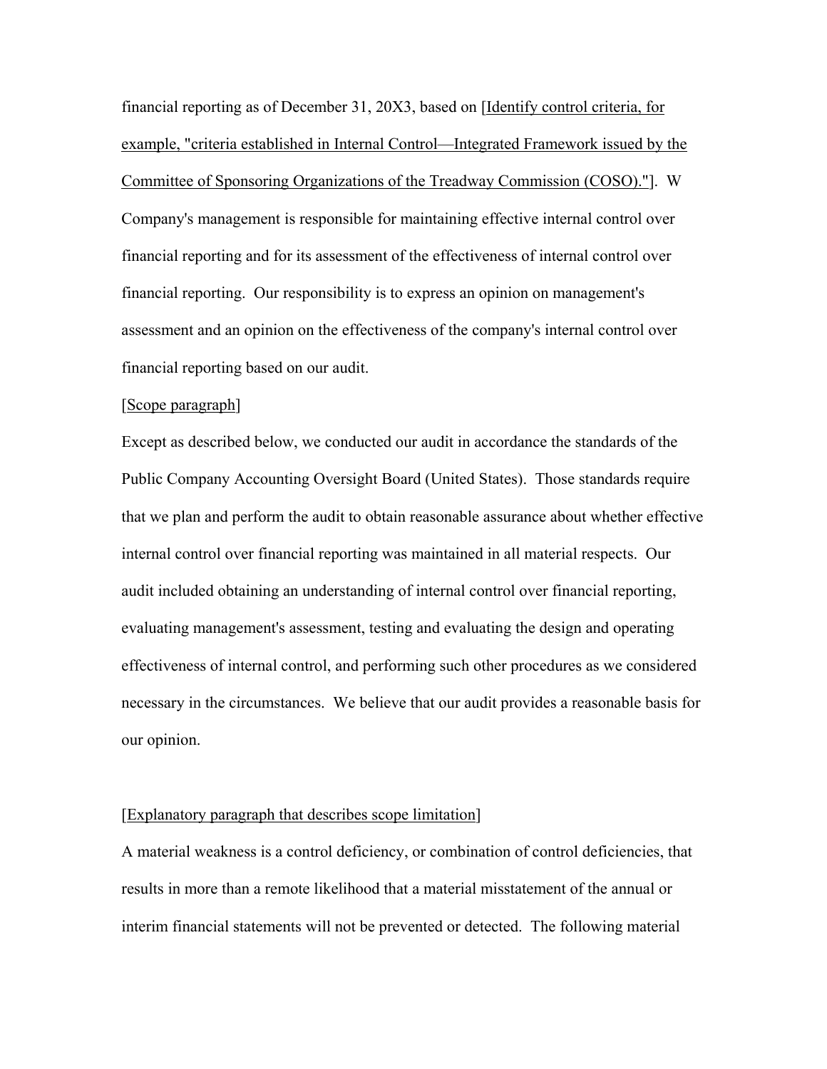financial reporting as of December 31, 20X3, based on [Identify control criteria, for example, "criteria established in Internal Control—Integrated Framework issued by the Committee of Sponsoring Organizations of the Treadway Commission (COSO)."]. W Company's management is responsible for maintaining effective internal control over financial reporting and for its assessment of the effectiveness of internal control over financial reporting. Our responsibility is to express an opinion on management's assessment and an opinion on the effectiveness of the company's internal control over financial reporting based on our audit.

[Scope paragraph]

Except as described below, we conducted our audit in accordance the standards of the Public Company Accounting Oversight Board (United States). Those standards require that we plan and perform the audit to obtain reasonable assurance about whether effective internal control over financial reporting was maintained in all material respects. Our audit included obtaining an understanding of internal control over financial reporting, evaluating management's assessment, testing and evaluating the design and operating effectiveness of internal control, and performing such other procedures as we considered necessary in the circumstances. We believe that our audit provides a reasonable basis for our opinion.

[Explanatory paragraph that describes scope limitation]

A material weakness is a control deficiency, or combination of control deficiencies, that results in more than a remote likelihood that a material misstatement of the annual or interim financial statements will not be prevented or detected. The following material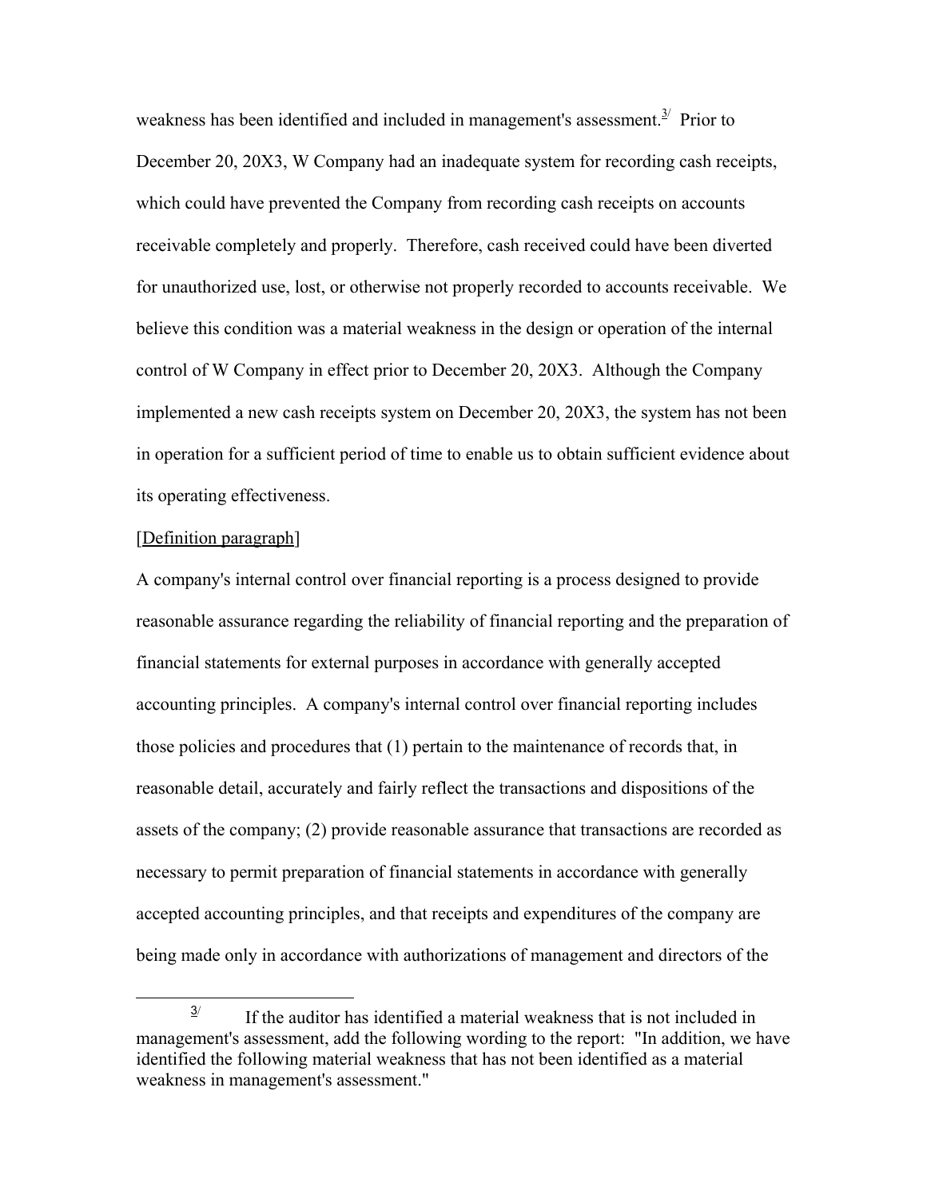weakness has been identified and included in management's assessment.[3] Prior to December 20, 20X3, W Company had an inadequate system for recording cash receipts, which could have prevented the Company from recording cash receipts on accounts receivable completely and properly. Therefore, cash received could have been diverted for unauthorized use, lost, or otherwise not properly recorded to accounts receivable. We believe this condition was a material weakness in the design or operation of the internal control of W Company in effect prior to December 20, 20X3. Although the Company implemented a new cash receipts system on December 20, 20X3, the system has not been in operation for a sufficient period of time to enable us to obtain sufficient evidence about its operating effectiveness.

[Definition paragraph]

A company's internal control over financial reporting is a process designed to provide reasonable assurance regarding the reliability of financial reporting and the preparation of financial statements for external purposes in accordance with generally accepted accounting principles. A company's internal control over financial reporting includes those policies and procedures that (1) pertain to the maintenance of records that, in reasonable detail, accurately and fairly reflect the transactions and dispositions of the assets of the company; (2) provide reasonable assurance that transactions are recorded as necessary to permit preparation of financial statements in accordance with generally accepted accounting principles, and that receipts and expenditures of the company are being made only in accordance with authorizations of management and directors of the

---

[3] If the auditor has identified a material weakness that is not included in management's assessment, add the following wording to the report: "In addition, we have identified the following material weakness that has not been identified as a material weakness in management's assessment."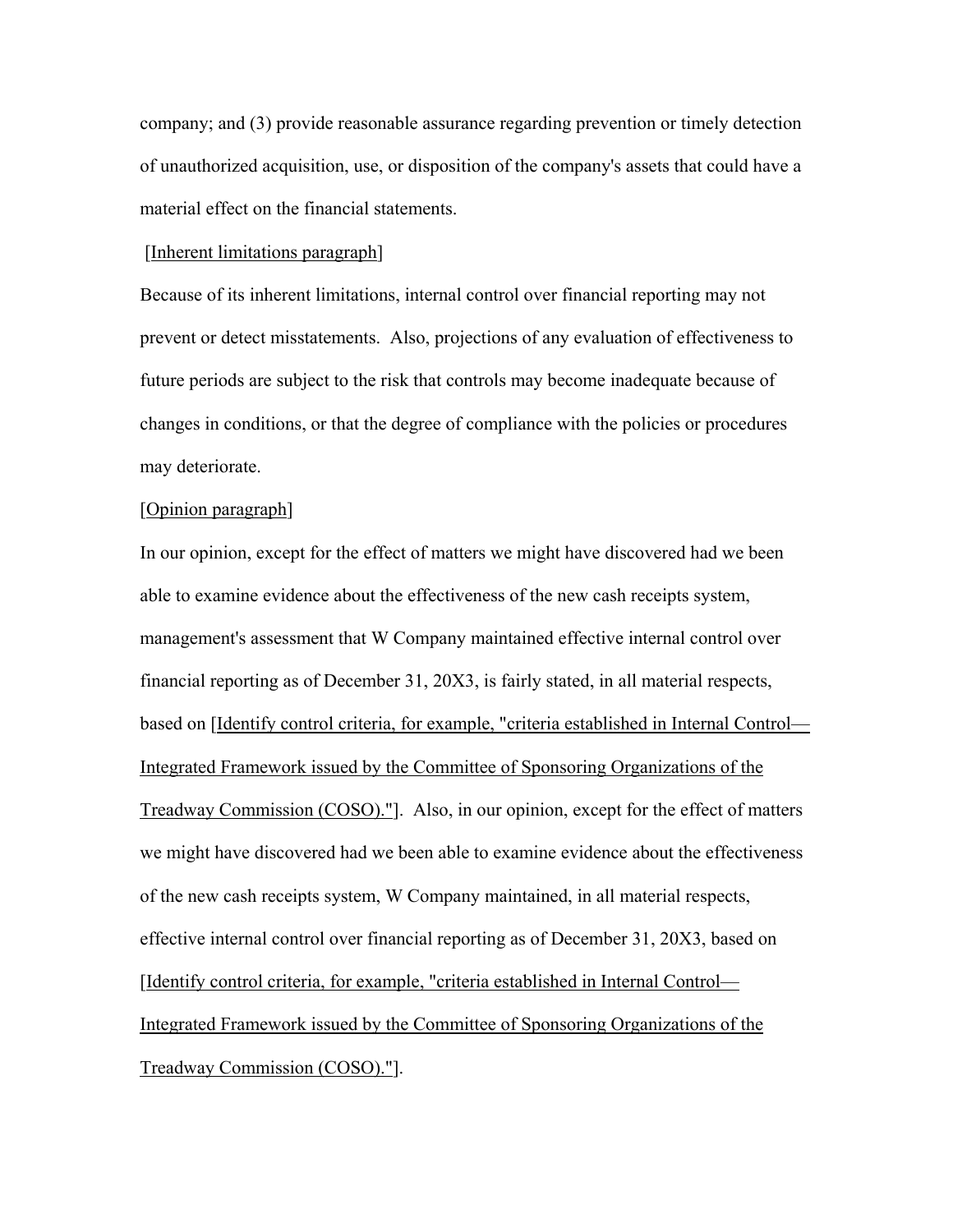company; and (3) provide reasonable assurance regarding prevention or timely detection of unauthorized acquisition, use, or disposition of the company's assets that could have a material effect on the financial statements.

[<u>Inherent limitations paragraph</u>]

Because of its inherent limitations, internal control over financial reporting may not prevent or detect misstatements. Also, projections of any evaluation of effectiveness to future periods are subject to the risk that controls may become inadequate because of changes in conditions, or that the degree of compliance with the policies or procedures may deteriorate.

[<u>Opinion paragraph</u>]

In our opinion, except for the effect of matters we might have discovered had we been able to examine evidence about the effectiveness of the new cash receipts system, management's assessment that W Company maintained effective internal control over financial reporting as of December 31, 20X3, is fairly stated, in all material respects, based on [<u>Identify control criteria, for example, "criteria established in Internal Control—Integrated Framework issued by the Committee of Sponsoring Organizations of the Treadway Commission (COSO)."</u>]. Also, in our opinion, except for the effect of matters we might have discovered had we been able to examine evidence about the effectiveness of the new cash receipts system, W Company maintained, in all material respects, effective internal control over financial reporting as of December 31, 20X3, based on [<u>Identify control criteria, for example, "criteria established in Internal Control—Integrated Framework issued by the Committee of Sponsoring Organizations of the Treadway Commission (COSO)."</u>].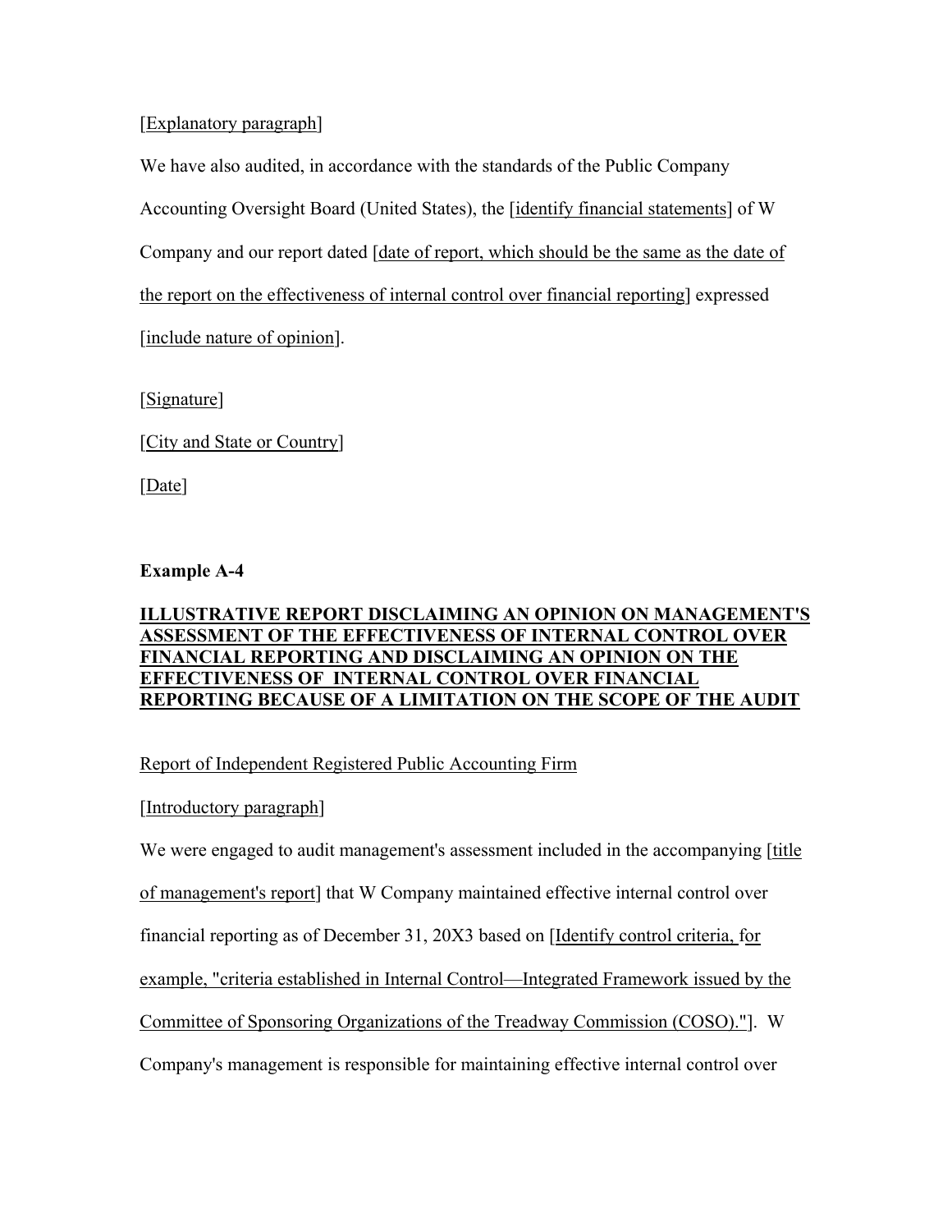[Explanatory paragraph]

We have also audited, in accordance with the standards of the Public Company Accounting Oversight Board (United States), the [identify financial statements] of W Company and our report dated [date of report, which should be the same as the date of the report on the effectiveness of internal control over financial reporting] expressed [include nature of opinion].

[Signature]

[City and State or Country]

[Date]

**Example A-4**

**ILLUSTRATIVE REPORT DISCLAIMING AN OPINION ON MANAGEMENT'S ASSESSMENT OF THE EFFECTIVENESS OF INTERNAL CONTROL OVER FINANCIAL REPORTING AND DISCLAIMING AN OPINION ON THE EFFECTIVENESS OF INTERNAL CONTROL OVER FINANCIAL REPORTING BECAUSE OF A LIMITATION ON THE SCOPE OF THE AUDIT**

Report of Independent Registered Public Accounting Firm

[Introductory paragraph]

We were engaged to audit management's assessment included in the accompanying [title of management's report] that W Company maintained effective internal control over financial reporting as of December 31, 20X3 based on [Identify control criteria, for example, "criteria established in Internal Control—Integrated Framework issued by the Committee of Sponsoring Organizations of the Treadway Commission (COSO)."]. W Company's management is responsible for maintaining effective internal control over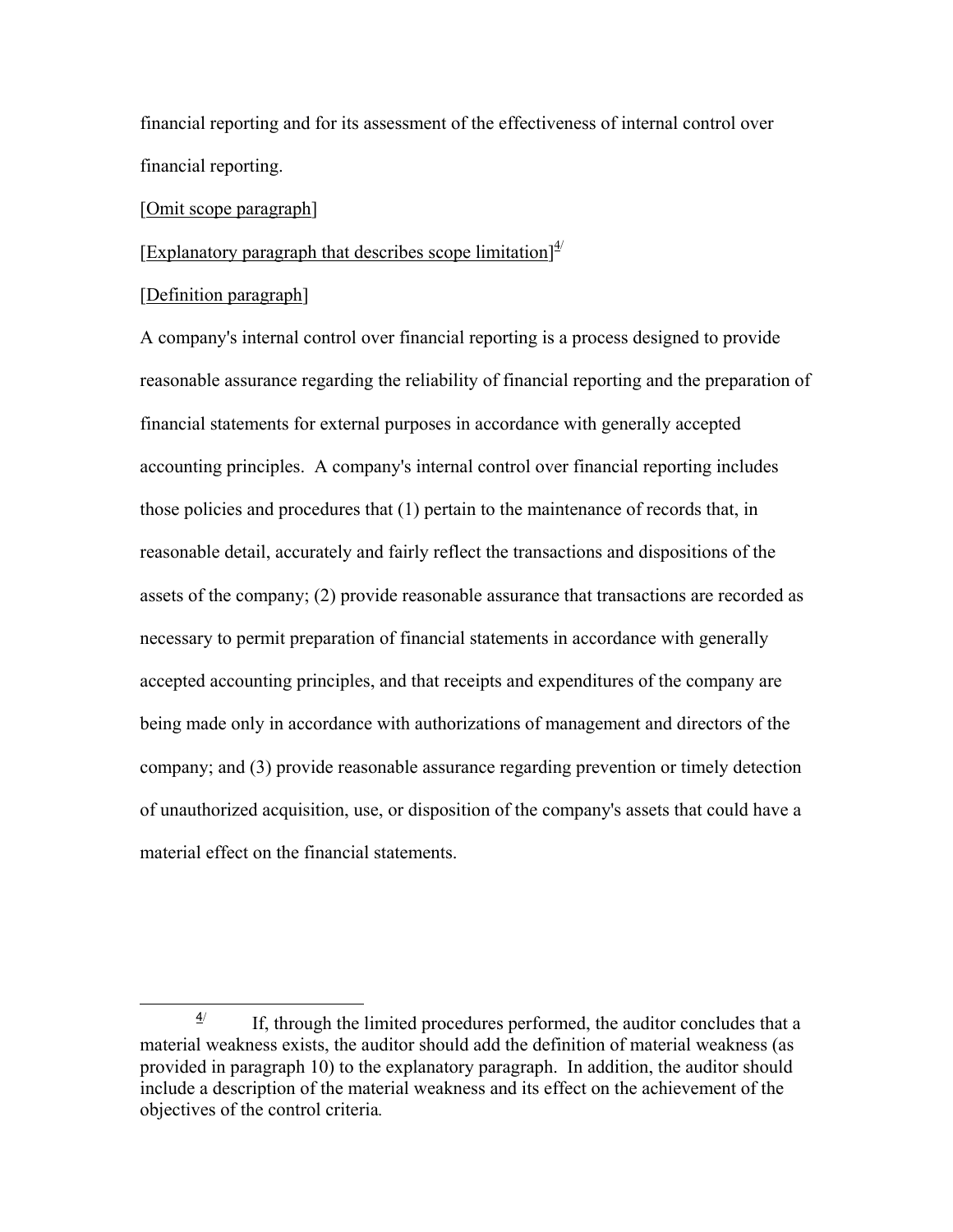financial reporting and for its assessment of the effectiveness of internal control over financial reporting.

[Omit scope paragraph]

[Explanatory paragraph that describes scope limitation][4]

[Definition paragraph]

A company's internal control over financial reporting is a process designed to provide reasonable assurance regarding the reliability of financial reporting and the preparation of financial statements for external purposes in accordance with generally accepted accounting principles. A company's internal control over financial reporting includes those policies and procedures that (1) pertain to the maintenance of records that, in reasonable detail, accurately and fairly reflect the transactions and dispositions of the assets of the company; (2) provide reasonable assurance that transactions are recorded as necessary to permit preparation of financial statements in accordance with generally accepted accounting principles, and that receipts and expenditures of the company are being made only in accordance with authorizations of management and directors of the company; and (3) provide reasonable assurance regarding prevention or timely detection of unauthorized acquisition, use, or disposition of the company's assets that could have a material effect on the financial statements.

---

[4] If, through the limited procedures performed, the auditor concludes that a material weakness exists, the auditor should add the definition of material weakness (as provided in paragraph 10) to the explanatory paragraph. In addition, the auditor should include a description of the material weakness and its effect on the achievement of the objectives of the control criteria.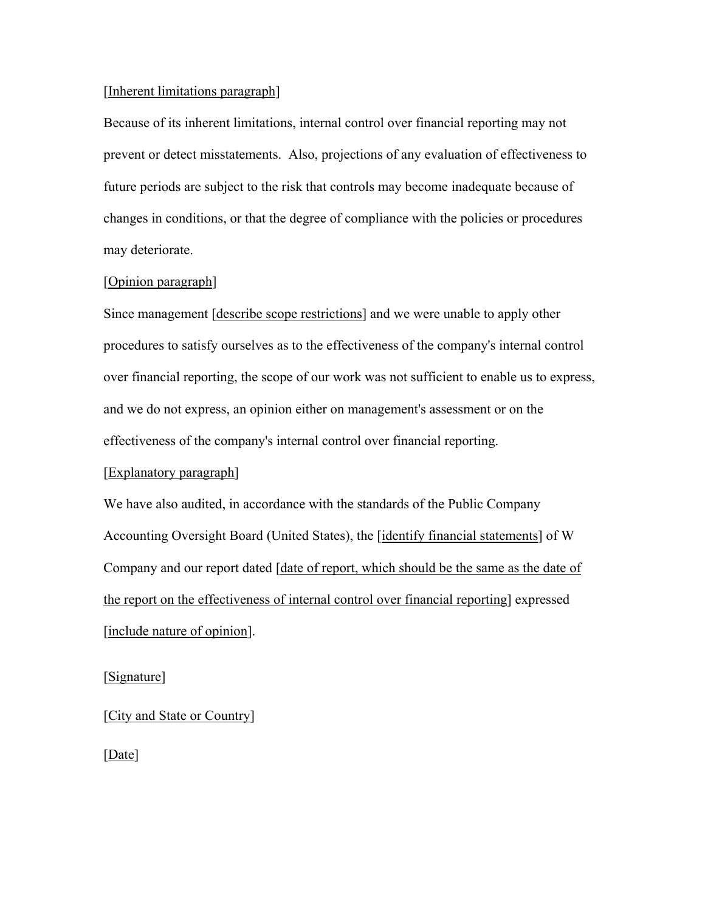[Inherent limitations paragraph]

Because of its inherent limitations, internal control over financial reporting may not prevent or detect misstatements. Also, projections of any evaluation of effectiveness to future periods are subject to the risk that controls may become inadequate because of changes in conditions, or that the degree of compliance with the policies or procedures may deteriorate.

[Opinion paragraph]

Since management [describe scope restrictions] and we were unable to apply other procedures to satisfy ourselves as to the effectiveness of the company's internal control over financial reporting, the scope of our work was not sufficient to enable us to express, and we do not express, an opinion either on management's assessment or on the effectiveness of the company's internal control over financial reporting.

[Explanatory paragraph]

We have also audited, in accordance with the standards of the Public Company Accounting Oversight Board (United States), the [identify financial statements] of W Company and our report dated [date of report, which should be the same as the date of the report on the effectiveness of internal control over financial reporting] expressed [include nature of opinion].

[Signature]

[City and State or Country]

[Date]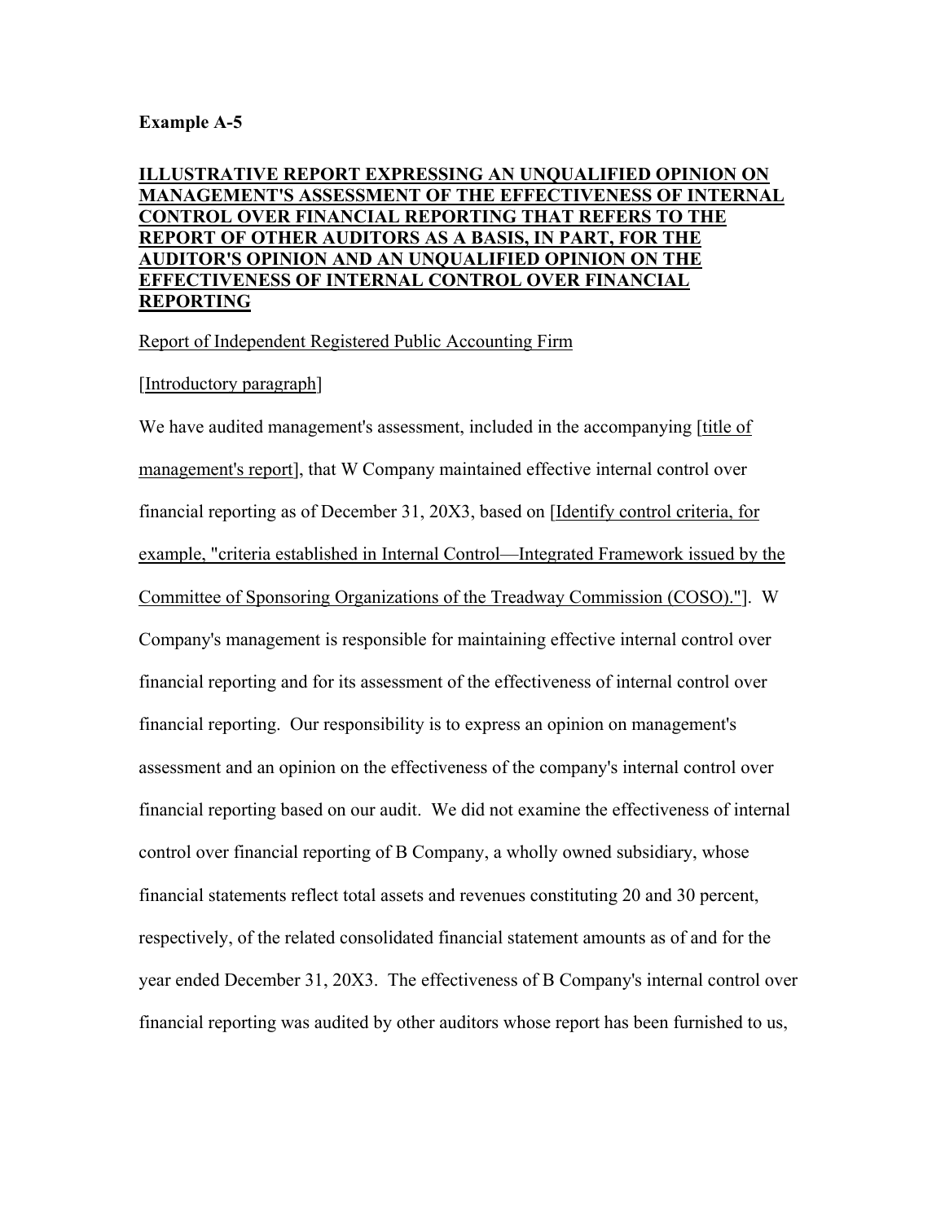**Example A-5**

**ILLUSTRATIVE REPORT EXPRESSING AN UNQUALIFIED OPINION ON MANAGEMENT'S ASSESSMENT OF THE EFFECTIVENESS OF INTERNAL CONTROL OVER FINANCIAL REPORTING THAT REFERS TO THE REPORT OF OTHER AUDITORS AS A BASIS, IN PART, FOR THE AUDITOR'S OPINION AND AN UNQUALIFIED OPINION ON THE EFFECTIVENESS OF INTERNAL CONTROL OVER FINANCIAL REPORTING**

Report of Independent Registered Public Accounting Firm

[Introductory paragraph]

We have audited management's assessment, included in the accompanying [title of management's report], that W Company maintained effective internal control over financial reporting as of December 31, 20X3, based on [Identify control criteria, for example, "criteria established in Internal Control—Integrated Framework issued by the Committee of Sponsoring Organizations of the Treadway Commission (COSO)."]. W Company's management is responsible for maintaining effective internal control over financial reporting and for its assessment of the effectiveness of internal control over financial reporting. Our responsibility is to express an opinion on management's assessment and an opinion on the effectiveness of the company's internal control over financial reporting based on our audit. We did not examine the effectiveness of internal control over financial reporting of B Company, a wholly owned subsidiary, whose financial statements reflect total assets and revenues constituting 20 and 30 percent, respectively, of the related consolidated financial statement amounts as of and for the year ended December 31, 20X3. The effectiveness of B Company's internal control over financial reporting was audited by other auditors whose report has been furnished to us,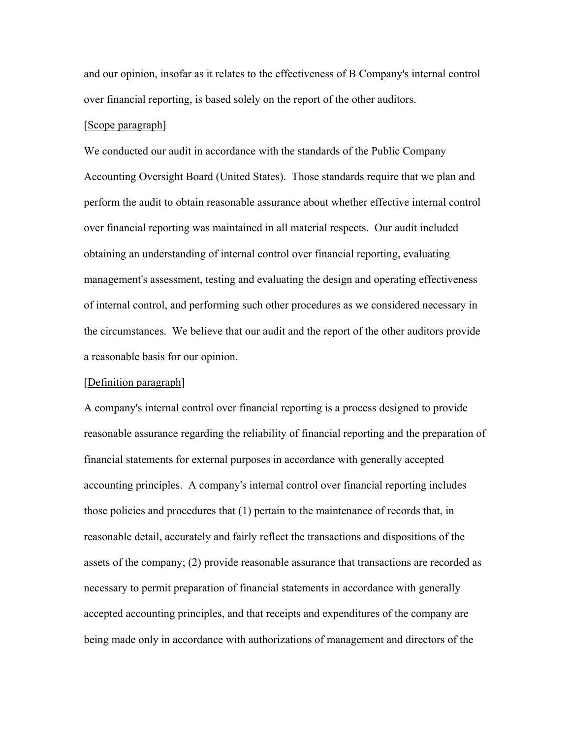and our opinion, insofar as it relates to the effectiveness of B Company's internal control over financial reporting, is based solely on the report of the other auditors.

[Scope paragraph]

We conducted our audit in accordance with the standards of the Public Company Accounting Oversight Board (United States). Those standards require that we plan and perform the audit to obtain reasonable assurance about whether effective internal control over financial reporting was maintained in all material respects. Our audit included obtaining an understanding of internal control over financial reporting, evaluating management's assessment, testing and evaluating the design and operating effectiveness of internal control, and performing such other procedures as we considered necessary in the circumstances. We believe that our audit and the report of the other auditors provide a reasonable basis for our opinion.

[Definition paragraph]

A company's internal control over financial reporting is a process designed to provide reasonable assurance regarding the reliability of financial reporting and the preparation of financial statements for external purposes in accordance with generally accepted accounting principles. A company's internal control over financial reporting includes those policies and procedures that (1) pertain to the maintenance of records that, in reasonable detail, accurately and fairly reflect the transactions and dispositions of the assets of the company; (2) provide reasonable assurance that transactions are recorded as necessary to permit preparation of financial statements in accordance with generally accepted accounting principles, and that receipts and expenditures of the company are being made only in accordance with authorizations of management and directors of the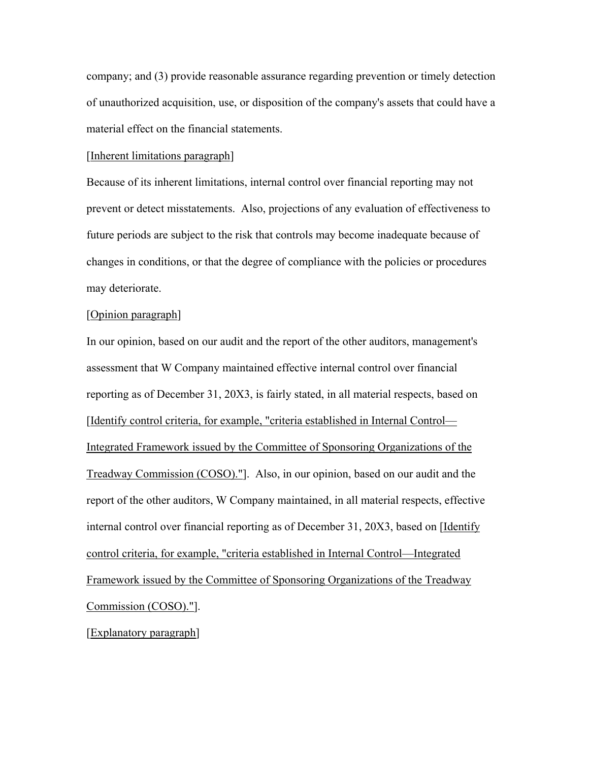company; and (3) provide reasonable assurance regarding prevention or timely detection of unauthorized acquisition, use, or disposition of the company's assets that could have a material effect on the financial statements.

[Inherent limitations paragraph]

Because of its inherent limitations, internal control over financial reporting may not prevent or detect misstatements. Also, projections of any evaluation of effectiveness to future periods are subject to the risk that controls may become inadequate because of changes in conditions, or that the degree of compliance with the policies or procedures may deteriorate.

[Opinion paragraph]

In our opinion, based on our audit and the report of the other auditors, management's assessment that W Company maintained effective internal control over financial reporting as of December 31, 20X3, is fairly stated, in all material respects, based on [Identify control criteria, for example, "criteria established in Internal Control—Integrated Framework issued by the Committee of Sponsoring Organizations of the Treadway Commission (COSO)."]. Also, in our opinion, based on our audit and the report of the other auditors, W Company maintained, in all material respects, effective internal control over financial reporting as of December 31, 20X3, based on [Identify control criteria, for example, "criteria established in Internal Control—Integrated Framework issued by the Committee of Sponsoring Organizations of the Treadway Commission (COSO)."].

[Explanatory paragraph]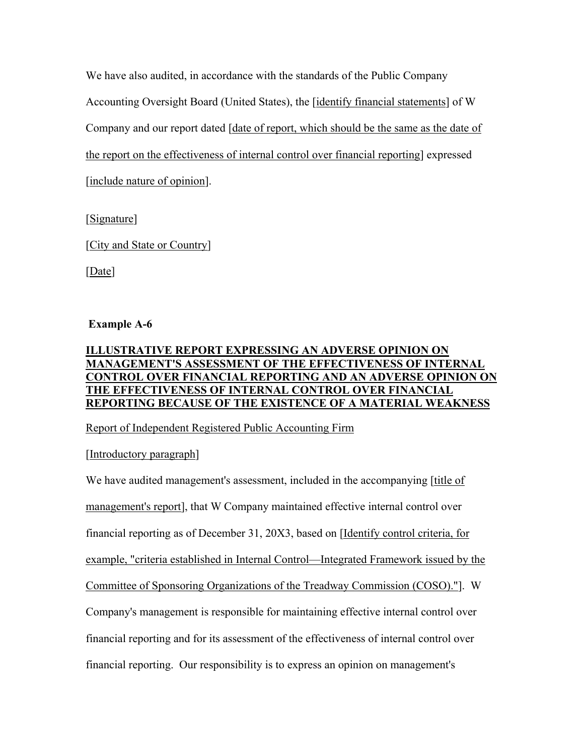We have also audited, in accordance with the standards of the Public Company Accounting Oversight Board (United States), the [identify financial statements] of W Company and our report dated [date of report, which should be the same as the date of the report on the effectiveness of internal control over financial reporting] expressed [include nature of opinion].

[Signature]

[City and State or Country]

[Date]

**Example A-6**

**ILLUSTRATIVE REPORT EXPRESSING AN ADVERSE OPINION ON MANAGEMENT'S ASSESSMENT OF THE EFFECTIVENESS OF INTERNAL CONTROL OVER FINANCIAL REPORTING AND AN ADVERSE OPINION ON THE EFFECTIVENESS OF INTERNAL CONTROL OVER FINANCIAL REPORTING BECAUSE OF THE EXISTENCE OF A MATERIAL WEAKNESS**

Report of Independent Registered Public Accounting Firm

[Introductory paragraph]

We have audited management's assessment, included in the accompanying [title of management's report], that W Company maintained effective internal control over financial reporting as of December 31, 20X3, based on [Identify control criteria, for example, "criteria established in Internal Control—Integrated Framework issued by the Committee of Sponsoring Organizations of the Treadway Commission (COSO)."]. W Company's management is responsible for maintaining effective internal control over financial reporting and for its assessment of the effectiveness of internal control over financial reporting. Our responsibility is to express an opinion on management's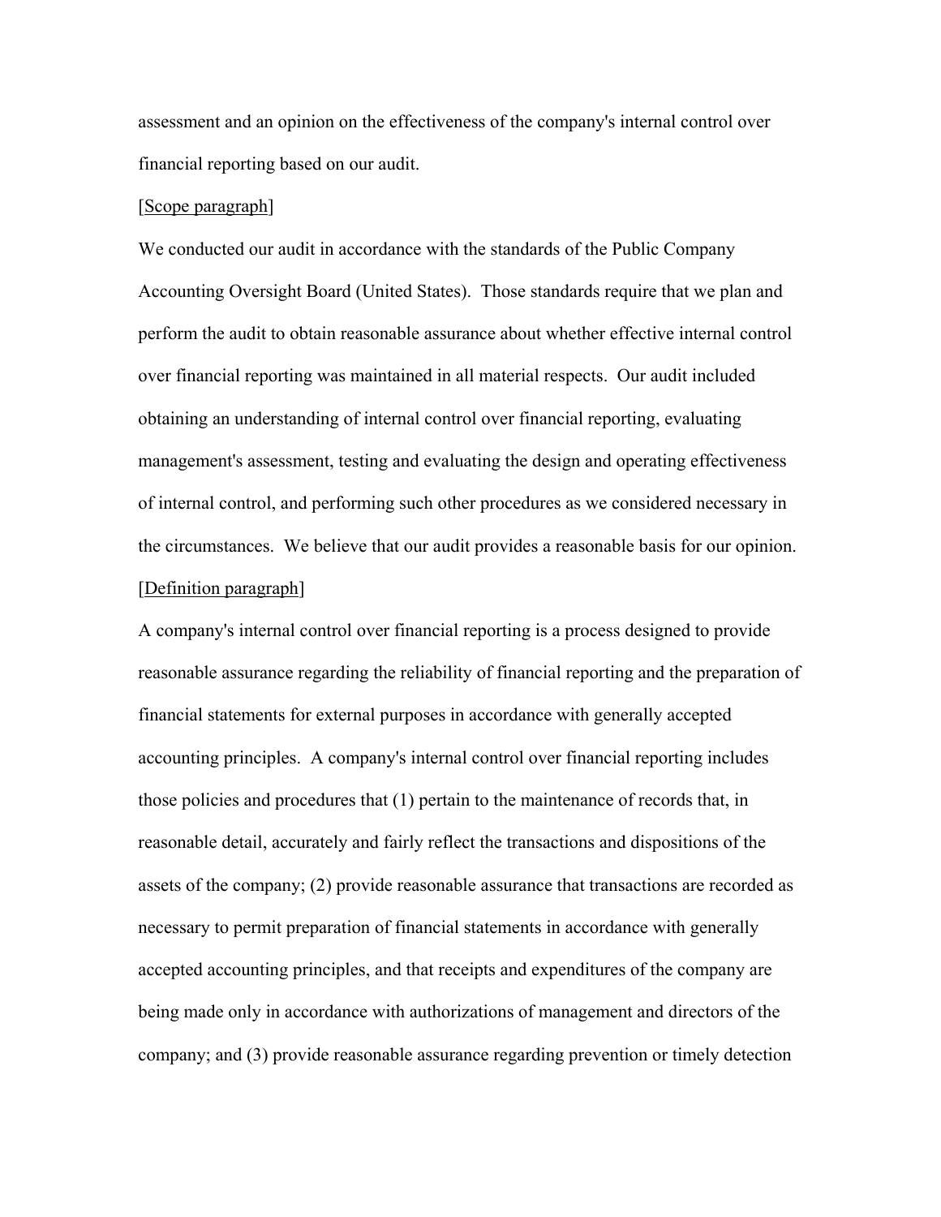assessment and an opinion on the effectiveness of the company's internal control over financial reporting based on our audit.

[Scope paragraph]

We conducted our audit in accordance with the standards of the Public Company Accounting Oversight Board (United States). Those standards require that we plan and perform the audit to obtain reasonable assurance about whether effective internal control over financial reporting was maintained in all material respects. Our audit included obtaining an understanding of internal control over financial reporting, evaluating management's assessment, testing and evaluating the design and operating effectiveness of internal control, and performing such other procedures as we considered necessary in the circumstances. We believe that our audit provides a reasonable basis for our opinion.

[Definition paragraph]

A company's internal control over financial reporting is a process designed to provide reasonable assurance regarding the reliability of financial reporting and the preparation of financial statements for external purposes in accordance with generally accepted accounting principles. A company's internal control over financial reporting includes those policies and procedures that (1) pertain to the maintenance of records that, in reasonable detail, accurately and fairly reflect the transactions and dispositions of the assets of the company; (2) provide reasonable assurance that transactions are recorded as necessary to permit preparation of financial statements in accordance with generally accepted accounting principles, and that receipts and expenditures of the company are being made only in accordance with authorizations of management and directors of the company; and (3) provide reasonable assurance regarding prevention or timely detection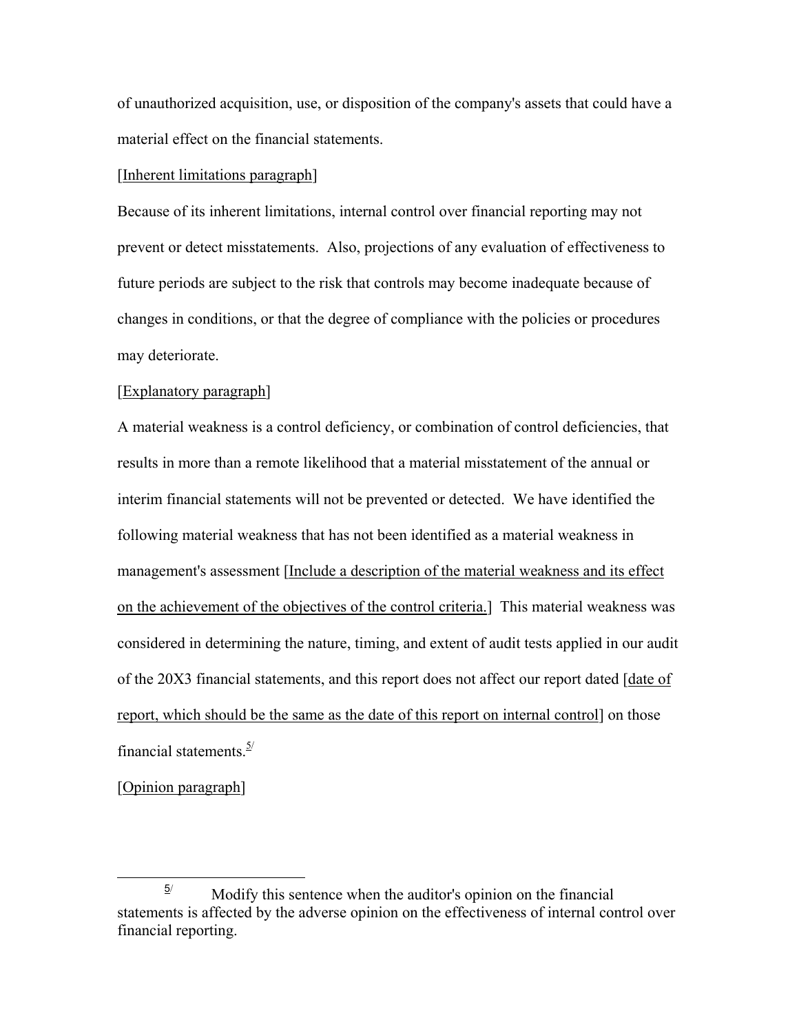of unauthorized acquisition, use, or disposition of the company's assets that could have a material effect on the financial statements.

[Inherent limitations paragraph]

Because of its inherent limitations, internal control over financial reporting may not prevent or detect misstatements. Also, projections of any evaluation of effectiveness to future periods are subject to the risk that controls may become inadequate because of changes in conditions, or that the degree of compliance with the policies or procedures may deteriorate.

[Explanatory paragraph]

A material weakness is a control deficiency, or combination of control deficiencies, that results in more than a remote likelihood that a material misstatement of the annual or interim financial statements will not be prevented or detected. We have identified the following material weakness that has not been identified as a material weakness in management's assessment [Include a description of the material weakness and its effect on the achievement of the objectives of the control criteria.] This material weakness was considered in determining the nature, timing, and extent of audit tests applied in our audit of the 20X3 financial statements, and this report does not affect our report dated [date of report, which should be the same as the date of this report on internal control] on those financial statements.[5/]

[Opinion paragraph]

---

[5/] Modify this sentence when the auditor's opinion on the financial statements is affected by the adverse opinion on the effectiveness of internal control over financial reporting.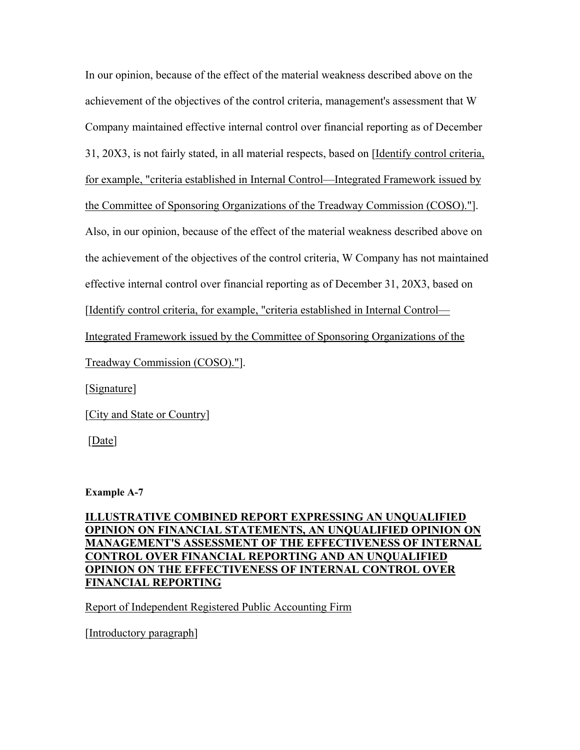In our opinion, because of the effect of the material weakness described above on the achievement of the objectives of the control criteria, management's assessment that W Company maintained effective internal control over financial reporting as of December 31, 20X3, is not fairly stated, in all material respects, based on [Identify control criteria, for example, "criteria established in Internal Control—Integrated Framework issued by the Committee of Sponsoring Organizations of the Treadway Commission (COSO)."]. Also, in our opinion, because of the effect of the material weakness described above on the achievement of the objectives of the control criteria, W Company has not maintained effective internal control over financial reporting as of December 31, 20X3, based on [Identify control criteria, for example, "criteria established in Internal Control—Integrated Framework issued by the Committee of Sponsoring Organizations of the Treadway Commission (COSO)."].

[Signature]

[City and State or Country]

[Date]

**Example A-7**

**ILLUSTRATIVE COMBINED REPORT EXPRESSING AN UNQUALIFIED OPINION ON FINANCIAL STATEMENTS, AN UNQUALIFIED OPINION ON MANAGEMENT'S ASSESSMENT OF THE EFFECTIVENESS OF INTERNAL CONTROL OVER FINANCIAL REPORTING AND AN UNQUALIFIED OPINION ON THE EFFECTIVENESS OF INTERNAL CONTROL OVER FINANCIAL REPORTING**

Report of Independent Registered Public Accounting Firm

[Introductory paragraph]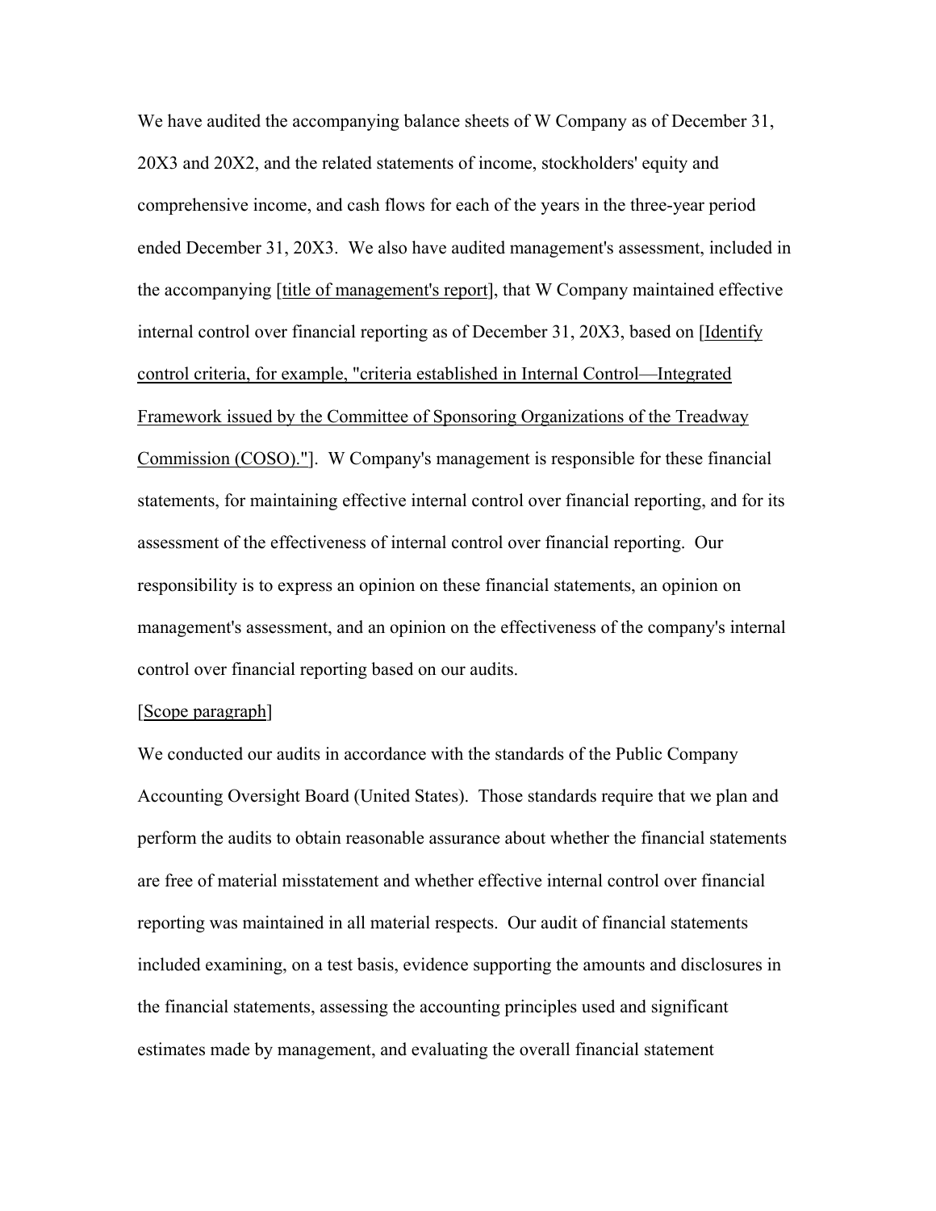We have audited the accompanying balance sheets of W Company as of December 31, 20X3 and 20X2, and the related statements of income, stockholders' equity and comprehensive income, and cash flows for each of the years in the three-year period ended December 31, 20X3. We also have audited management's assessment, included in the accompanying [title of management's report], that W Company maintained effective internal control over financial reporting as of December 31, 20X3, based on [Identify control criteria, for example, "criteria established in Internal Control—Integrated Framework issued by the Committee of Sponsoring Organizations of the Treadway Commission (COSO)."]. W Company's management is responsible for these financial statements, for maintaining effective internal control over financial reporting, and for its assessment of the effectiveness of internal control over financial reporting. Our responsibility is to express an opinion on these financial statements, an opinion on management's assessment, and an opinion on the effectiveness of the company's internal control over financial reporting based on our audits.

[Scope paragraph]

We conducted our audits in accordance with the standards of the Public Company Accounting Oversight Board (United States). Those standards require that we plan and perform the audits to obtain reasonable assurance about whether the financial statements are free of material misstatement and whether effective internal control over financial reporting was maintained in all material respects. Our audit of financial statements included examining, on a test basis, evidence supporting the amounts and disclosures in the financial statements, assessing the accounting principles used and significant estimates made by management, and evaluating the overall financial statement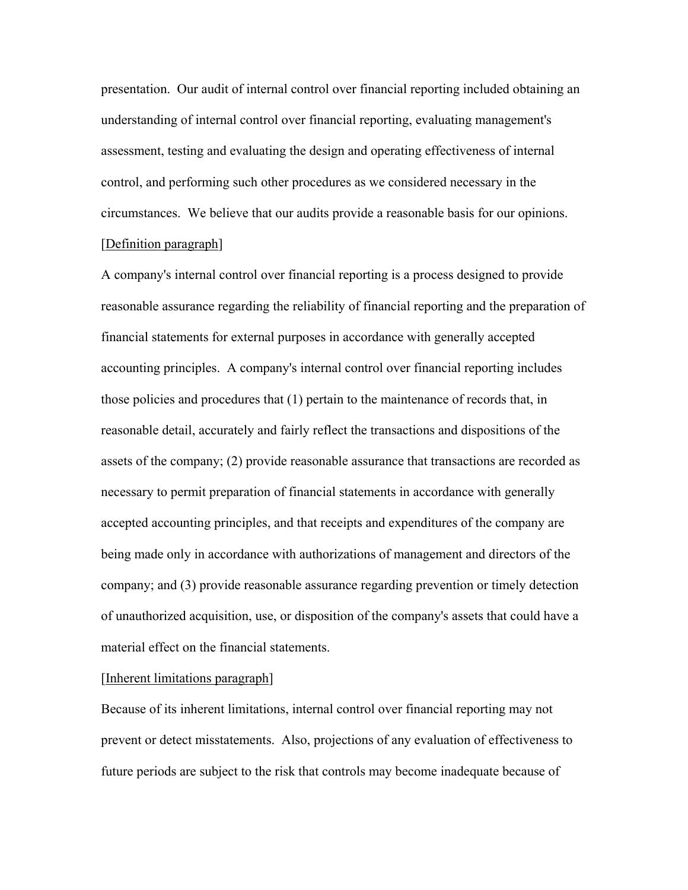presentation. Our audit of internal control over financial reporting included obtaining an understanding of internal control over financial reporting, evaluating management's assessment, testing and evaluating the design and operating effectiveness of internal control, and performing such other procedures as we considered necessary in the circumstances. We believe that our audits provide a reasonable basis for our opinions.

[<u>Definition paragraph</u>]

A company's internal control over financial reporting is a process designed to provide reasonable assurance regarding the reliability of financial reporting and the preparation of financial statements for external purposes in accordance with generally accepted accounting principles. A company's internal control over financial reporting includes those policies and procedures that (1) pertain to the maintenance of records that, in reasonable detail, accurately and fairly reflect the transactions and dispositions of the assets of the company; (2) provide reasonable assurance that transactions are recorded as necessary to permit preparation of financial statements in accordance with generally accepted accounting principles, and that receipts and expenditures of the company are being made only in accordance with authorizations of management and directors of the company; and (3) provide reasonable assurance regarding prevention or timely detection of unauthorized acquisition, use, or disposition of the company's assets that could have a material effect on the financial statements.

[<u>Inherent limitations paragraph</u>]

Because of its inherent limitations, internal control over financial reporting may not prevent or detect misstatements. Also, projections of any evaluation of effectiveness to future periods are subject to the risk that controls may become inadequate because of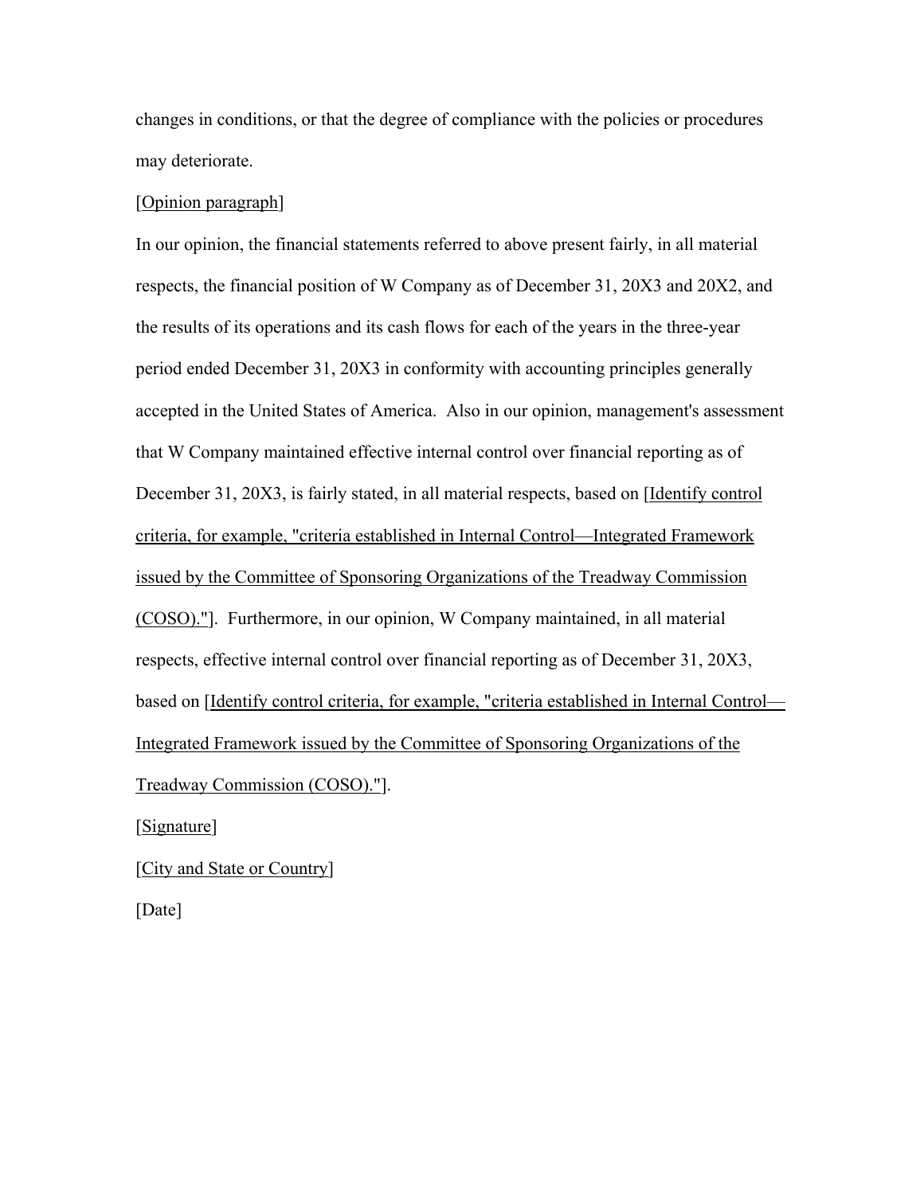changes in conditions, or that the degree of compliance with the policies or procedures may deteriorate.

[Opinion paragraph]

In our opinion, the financial statements referred to above present fairly, in all material respects, the financial position of W Company as of December 31, 20X3 and 20X2, and the results of its operations and its cash flows for each of the years in the three-year period ended December 31, 20X3 in conformity with accounting principles generally accepted in the United States of America. Also in our opinion, management's assessment that W Company maintained effective internal control over financial reporting as of December 31, 20X3, is fairly stated, in all material respects, based on [Identify control criteria, for example, "criteria established in Internal Control—Integrated Framework issued by the Committee of Sponsoring Organizations of the Treadway Commission (COSO)."]. Furthermore, in our opinion, W Company maintained, in all material respects, effective internal control over financial reporting as of December 31, 20X3, based on [Identify control criteria, for example, "criteria established in Internal Control—Integrated Framework issued by the Committee of Sponsoring Organizations of the Treadway Commission (COSO)."].

[Signature]

[City and State or Country]

[Date]